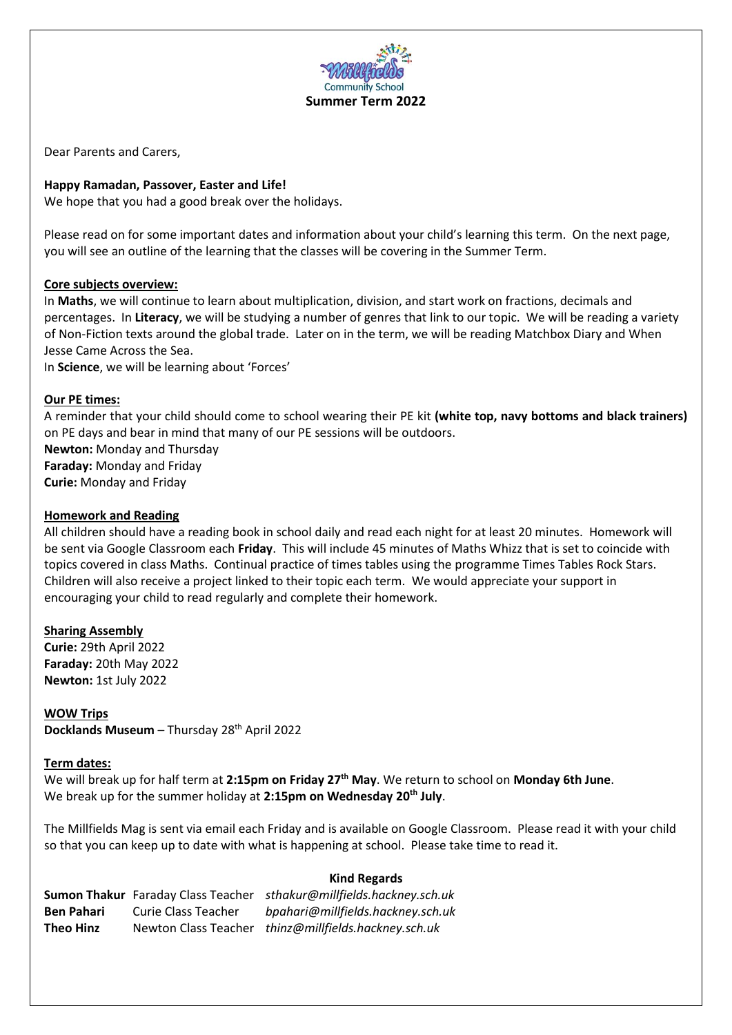Millfields Community School

**Summer Term 2022**

Dear Parents and Carers,

**Happy Ramadan, Passover, Easter and Life!**

We hope that you had a good break over the holidays.

Please read on for some important dates and information about your child's learning this term. On the next page, you will see an outline of the learning that the classes will be covering in the Summer Term.

**Core subjects overview:**

In **Maths**, we will continue to learn about multiplication, division, and start work on fractions, decimals and percentages. In **Literacy**, we will be studying a number of genres that link to our topic. We will be reading a variety of Non-Fiction texts around the global trade. Later on in the term, we will be reading Matchbox Diary and When Jesse Came Across the Sea.

In **Science**, we will be learning about 'Forces'

**Our PE times:**

A reminder that your child should come to school wearing their PE kit **(white top, navy bottoms and black trainers)** on PE days and bear in mind that many of our PE sessions will be outdoors.

**Newton:** Monday and Thursday
**Faraday:** Monday and Friday
**Curie:** Monday and Friday

**Homework and Reading**

All children should have a reading book in school daily and read each night for at least 20 minutes. Homework will be sent via Google Classroom each **Friday**. This will include 45 minutes of Maths Whizz that is set to coincide with topics covered in class Maths. Continual practice of times tables using the programme Times Tables Rock Stars. Children will also receive a project linked to their topic each term. We would appreciate your support in encouraging your child to read regularly and complete their homework.

**Sharing Assembly**

**Curie:** 29th April 2022
**Faraday:** 20th May 2022
**Newton:** 1st July 2022

**WOW Trips**

**Docklands Museum** – Thursday 28th April 2022

**Term dates:**

We will break up for half term at **2:15pm on Friday 27th May**. We return to school on **Monday 6th June**.
We break up for the summer holiday at **2:15pm on Wednesday 20th July**.

The Millfields Mag is sent via email each Friday and is available on Google Classroom. Please read it with your child so that you can keep up to date with what is happening at school. Please take time to read it.

**Kind Regards**

| | | |
|---|---|---|
| **Sumon Thakur** | Faraday Class Teacher | *sthakur@millfields.hackney.sch.uk* |
| **Ben Pahari** | Curie Class Teacher | *bpahari@millfields.hackney.sch.uk* |
| **Theo Hinz** | Newton Class Teacher | *thinz@millfields.hackney.sch.uk* |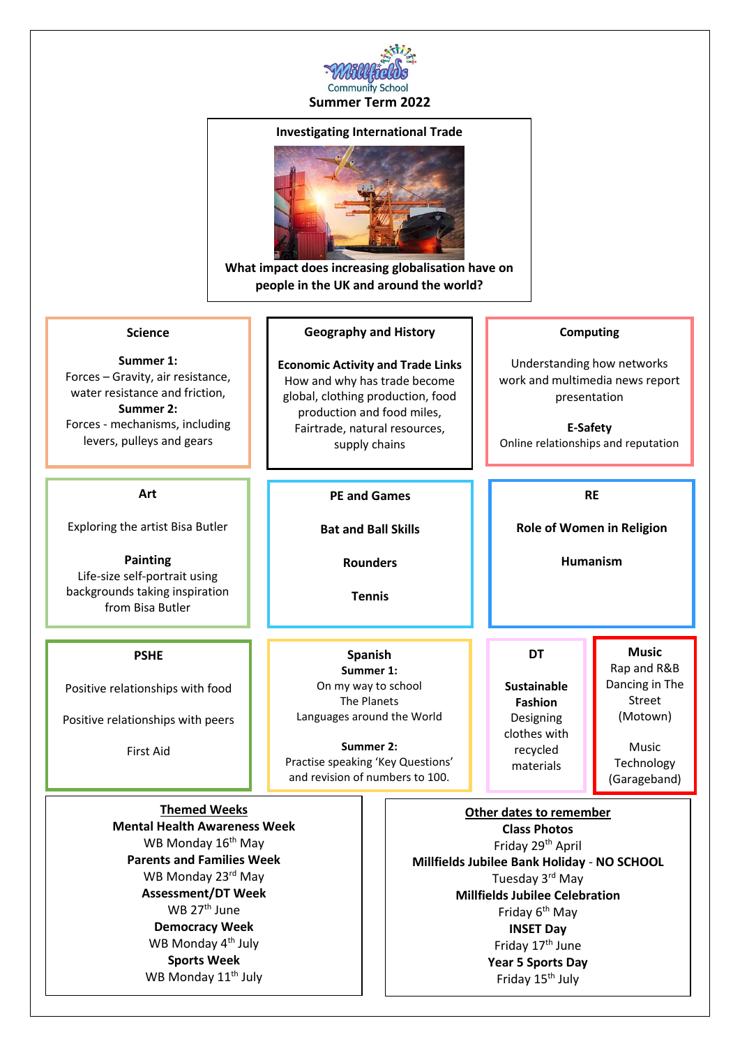Millfields Community School

# Summer Term 2022

## Investigating International Trade

**What impact does increasing globalisation have on people in the UK and around the world?**

### Science

**Summer 1:**
Forces – Gravity, air resistance, water resistance and friction,
**Summer 2:**
Forces - mechanisms, including levers, pulleys and gears

### Geography and History

**Economic Activity and Trade Links**
How and why has trade become global, clothing production, food production and food miles, Fairtrade, natural resources, supply chains

### Computing

Understanding how networks work and multimedia news report presentation

**E-Safety**
Online relationships and reputation

### Art

Exploring the artist Bisa Butler

**Painting**
Life-size self-portrait using backgrounds taking inspiration from Bisa Butler

### PE and Games

**Bat and Ball Skills**

**Rounders**

**Tennis**

### RE

**Role of Women in Religion**

**Humanism**

### PSHE

Positive relationships with food

Positive relationships with peers

First Aid

### Spanish

**Summer 1:**
On my way to school
The Planets
Languages around the World

**Summer 2:**
Practise speaking 'Key Questions' and revision of numbers to 100.

### DT

**Sustainable Fashion**
Designing clothes with recycled materials

### Music

Rap and R&B
Dancing in The Street (Motown)

Music Technology (Garageband)

### Themed Weeks

**Mental Health Awareness Week**
WB Monday 16th May
**Parents and Families Week**
WB Monday 23rd May
**Assessment/DT Week**
WB 27th June
**Democracy Week**
WB Monday 4th July
**Sports Week**
WB Monday 11th July

### Other dates to remember

**Class Photos**
Friday 29th April
**Millfields Jubilee Bank Holiday - NO SCHOOL**
Tuesday 3rd May
**Millfields Jubilee Celebration**
Friday 6th May
**INSET Day**
Friday 17th June
**Year 5 Sports Day**
Friday 15th July